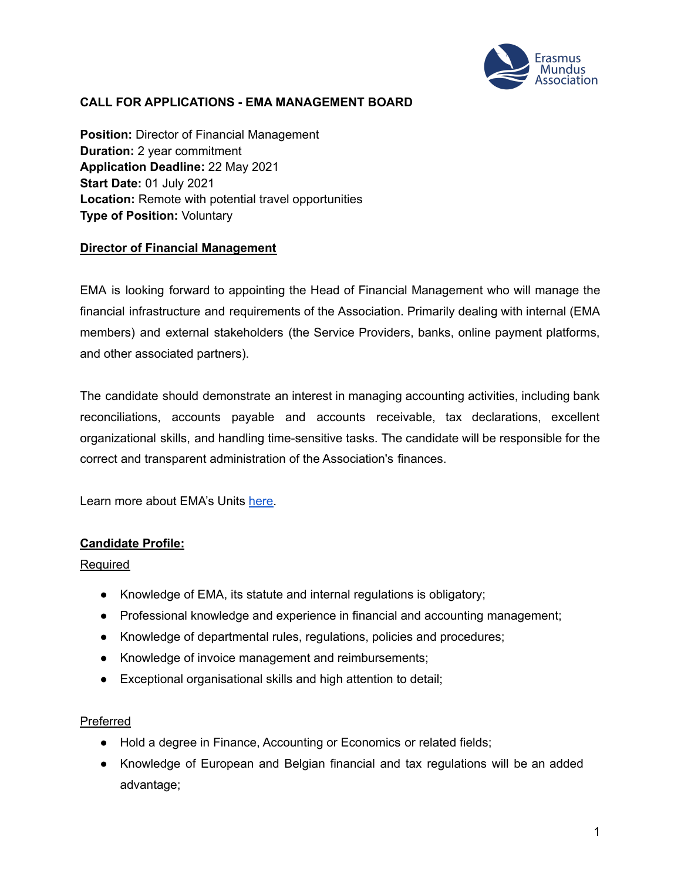# CALL FOR APPLICATIONS - EMA MANAGEMENT BOARD

**Position:** Director of Financial Management
**Duration:** 2 year commitment
**Application Deadline:** 22 May 2021
**Start Date:** 01 July 2021
**Location:** Remote with potential travel opportunities
**Type of Position:** Voluntary

## Director of Financial Management

EMA is looking forward to appointing the Head of Financial Management who will manage the financial infrastructure and requirements of the Association. Primarily dealing with internal (EMA members) and external stakeholders (the Service Providers, banks, online payment platforms, and other associated partners).

The candidate should demonstrate an interest in managing accounting activities, including bank reconciliations, accounts payable and accounts receivable, tax declarations, excellent organizational skills, and handling time-sensitive tasks. The candidate will be responsible for the correct and transparent administration of the Association's finances.

Learn more about EMA's Units here.

## Candidate Profile:

### Required

- Knowledge of EMA, its statute and internal regulations is obligatory;
- Professional knowledge and experience in financial and accounting management;
- Knowledge of departmental rules, regulations, policies and procedures;
- Knowledge of invoice management and reimbursements;
- Exceptional organisational skills and high attention to detail;

### Preferred

- Hold a degree in Finance, Accounting or Economics or related fields;
- Knowledge of European and Belgian financial and tax regulations will be an added advantage;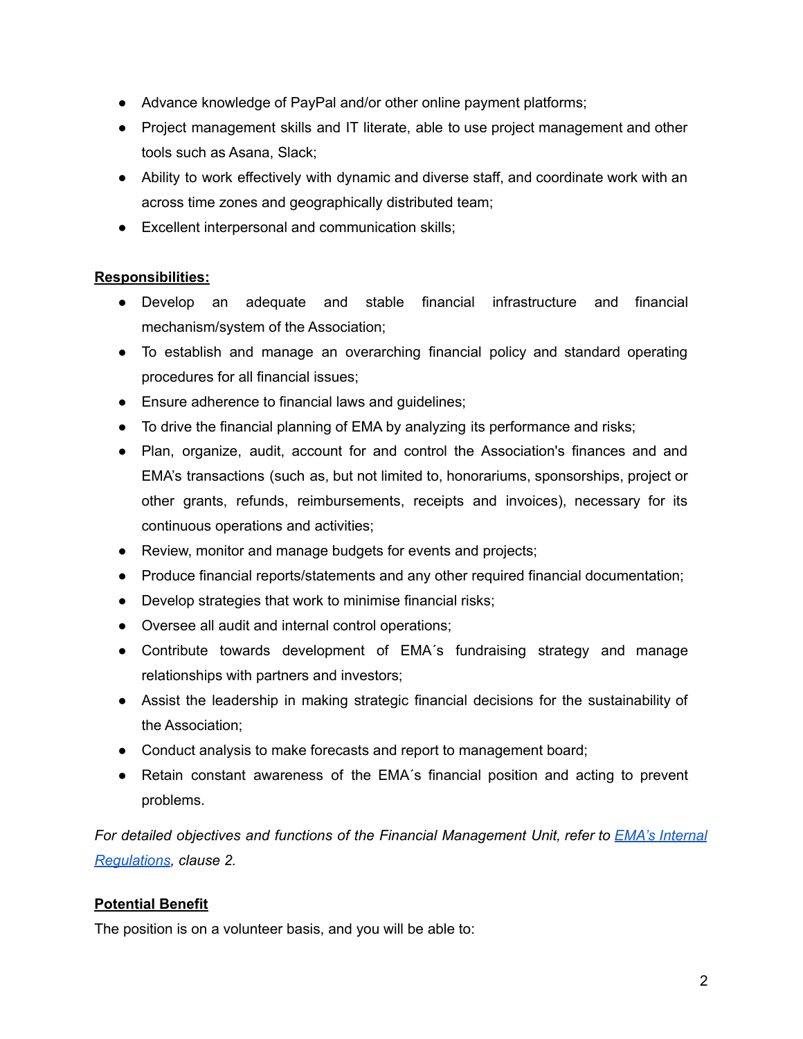- Advance knowledge of PayPal and/or other online payment platforms;
- Project management skills and IT literate, able to use project management and other tools such as Asana, Slack;
- Ability to work effectively with dynamic and diverse staff, and coordinate work with an across time zones and geographically distributed team;
- Excellent interpersonal and communication skills;

**Responsibilities:**

- Develop an adequate and stable financial infrastructure and financial mechanism/system of the Association;
- To establish and manage an overarching financial policy and standard operating procedures for all financial issues;
- Ensure adherence to financial laws and guidelines;
- To drive the financial planning of EMA by analyzing its performance and risks;
- Plan, organize, audit, account for and control the Association's finances and and EMA's transactions (such as, but not limited to, honorariums, sponsorships, project or other grants, refunds, reimbursements, receipts and invoices), necessary for its continuous operations and activities;
- Review, monitor and manage budgets for events and projects;
- Produce financial reports/statements and any other required financial documentation;
- Develop strategies that work to minimise financial risks;
- Oversee all audit and internal control operations;
- Contribute towards development of EMA´s fundraising strategy and manage relationships with partners and investors;
- Assist the leadership in making strategic financial decisions for the sustainability of the Association;
- Conduct analysis to make forecasts and report to management board;
- Retain constant awareness of the EMA´s financial position and acting to prevent problems.

*For detailed objectives and functions of the Financial Management Unit, refer to EMA's Internal Regulations, clause 2.*

**Potential Benefit**

The position is on a volunteer basis, and you will be able to: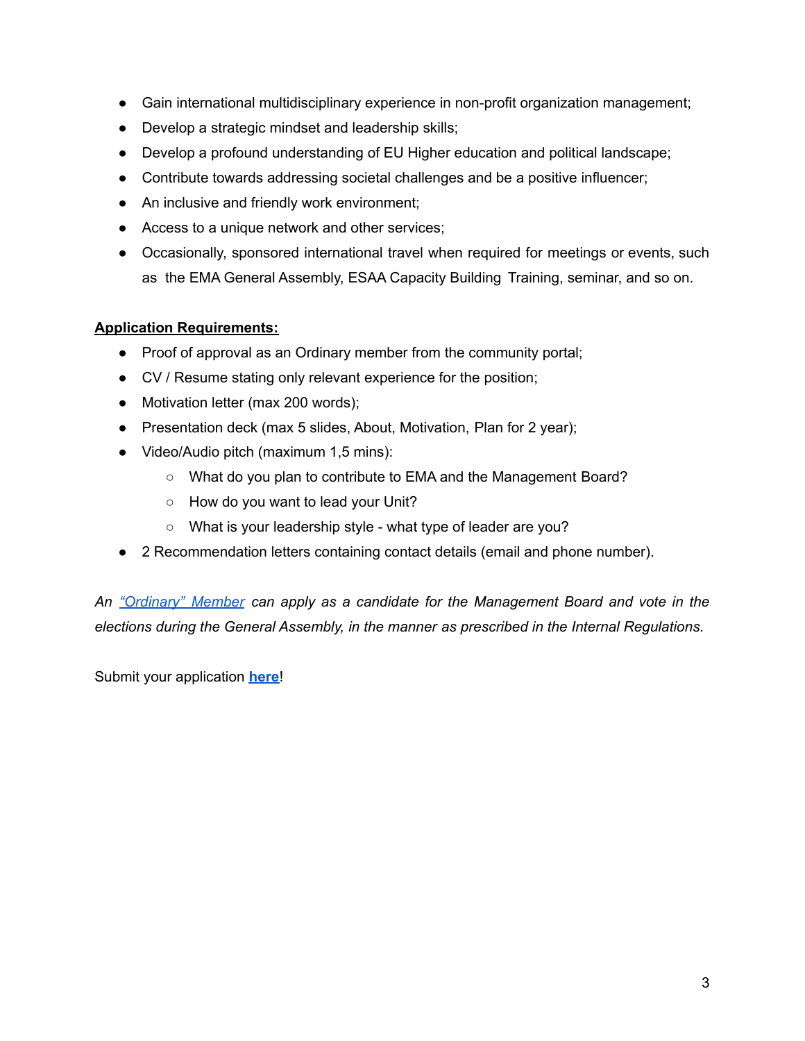- Gain international multidisciplinary experience in non-profit organization management;
- Develop a strategic mindset and leadership skills;
- Develop a profound understanding of EU Higher education and political landscape;
- Contribute towards addressing societal challenges and be a positive influencer;
- An inclusive and friendly work environment;
- Access to a unique network and other services;
- Occasionally, sponsored international travel when required for meetings or events, such as the EMA General Assembly, ESAA Capacity Building Training, seminar, and so on.

**Application Requirements:**

- Proof of approval as an Ordinary member from the community portal;
- CV / Resume stating only relevant experience for the position;
- Motivation letter (max 200 words);
- Presentation deck (max 5 slides, About, Motivation, Plan for 2 year);
- Video/Audio pitch (maximum 1,5 mins):
  - What do you plan to contribute to EMA and the Management Board?
  - How do you want to lead your Unit?
  - What is your leadership style - what type of leader are you?
- 2 Recommendation letters containing contact details (email and phone number).

*An "Ordinary" Member can apply as a candidate for the Management Board and vote in the elections during the General Assembly, in the manner as prescribed in the Internal Regulations.*

Submit your application **here**!